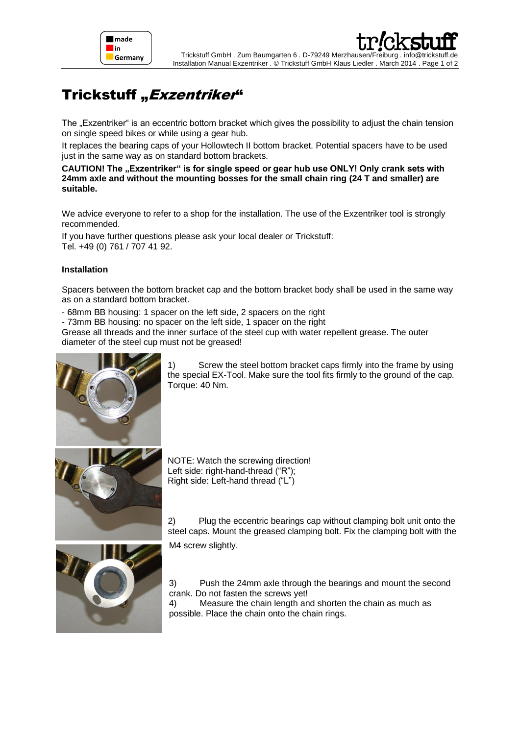# Trickstuff „*Exzentriker*"

The „Exzentriker" is an eccentric bottom bracket which gives the possibility to adjust the chain tension on single speed bikes or while using a gear hub.

It replaces the bearing caps of your Hollowtech II bottom bracket. Potential spacers have to be used just in the same way as on standard bottom brackets.

**CAUTION! The „Exzentriker" is for single speed or gear hub use ONLY! Only crank sets with 24mm axle and without the mounting bosses for the small chain ring (24 T and smaller) are suitable.**

We advice everyone to refer to a shop for the installation. The use of the Exzentriker tool is strongly recommended.

If you have further questions please ask your local dealer or Trickstuff:
Tel. +49 (0) 761 / 707 41 92.

**Installation**

Spacers between the bottom bracket cap and the bottom bracket body shall be used in the same way as on a standard bottom bracket.

- 68mm BB housing: 1 spacer on the left side, 2 spacers on the right
- 73mm BB housing: no spacer on the left side, 1 spacer on the right

Grease all threads and the inner surface of the steel cup with water repellent grease. The outer diameter of the steel cup must not be greased!

1) Screw the steel bottom bracket caps firmly into the frame by using the special EX-Tool. Make sure the tool fits firmly to the ground of the cap. Torque: 40 Nm.

NOTE: Watch the screwing direction!
Left side: right-hand-thread ("R");
Right side: Left-hand thread ("L")

2) Plug the eccentric bearings cap without clamping bolt unit onto the steel caps. Mount the greased clamping bolt. Fix the clamping bolt with the M4 screw slightly.

3) Push the 24mm axle through the bearings and mount the second crank. Do not fasten the screws yet!

4) Measure the chain length and shorten the chain as much as possible. Place the chain onto the chain rings.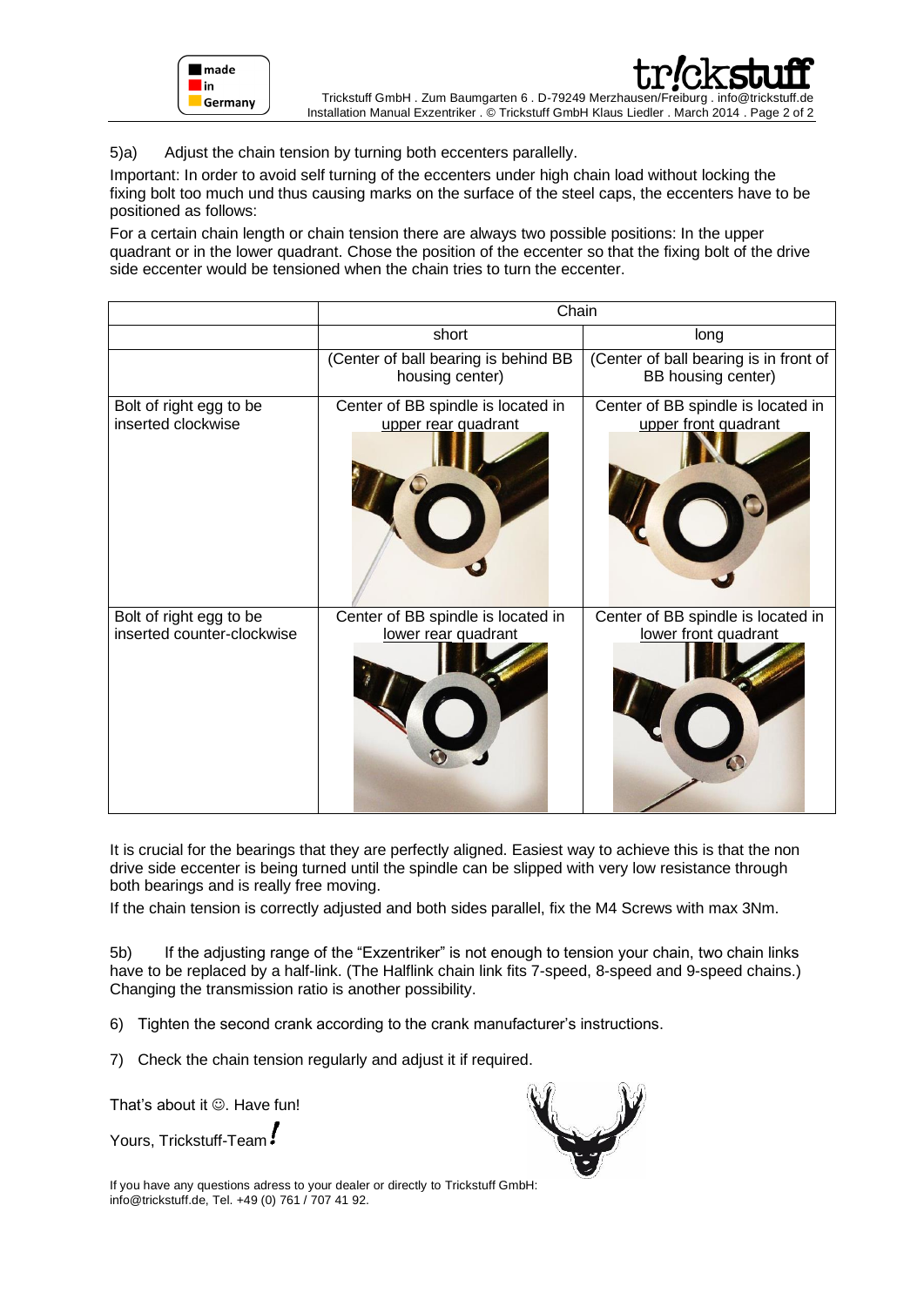5)a) Adjust the chain tension by turning both eccenters parallelly.

Important: In order to avoid self turning of the eccenters under high chain load without locking the fixing bolt too much und thus causing marks on the surface of the steel caps, the eccenters have to be positioned as follows:

For a certain chain length or chain tension there are always two possible positions: In the upper quadrant or in the lower quadrant. Chose the position of the eccenter so that the fixing bolt of the drive side eccenter would be tensioned when the chain tries to turn the eccenter.

| | Chain | |
|---|---|---|
| | short | long |
| | (Center of ball bearing is behind BB housing center) | (Center of ball bearing is in front of BB housing center) |
| Bolt of right egg to be inserted clockwise | Center of BB spindle is located in upper rear quadrant | Center of BB spindle is located in upper front quadrant |
| Bolt of right egg to be inserted counter-clockwise | Center of BB spindle is located in lower rear quadrant | Center of BB spindle is located in lower front quadrant |

It is crucial for the bearings that they are perfectly aligned. Easiest way to achieve this is that the non drive side eccenter is being turned until the spindle can be slipped with very low resistance through both bearings and is really free moving.

If the chain tension is correctly adjusted and both sides parallel, fix the M4 Screws with max 3Nm.

5b) If the adjusting range of the “Exzentriker” is not enough to tension your chain, two chain links have to be replaced by a half-link. (The Halflink chain link fits 7-speed, 8-speed and 9-speed chains.) Changing the transmission ratio is another possibility.

6) Tighten the second crank according to the crank manufacturer’s instructions.

7) Check the chain tension regularly and adjust it if required.

That’s about it ☺. Have fun!

Yours, Trickstuff-Team!

If you have any questions adress to your dealer or directly to Trickstuff GmbH: info@trickstuff.de, Tel. +49 (0) 761 / 707 41 92.